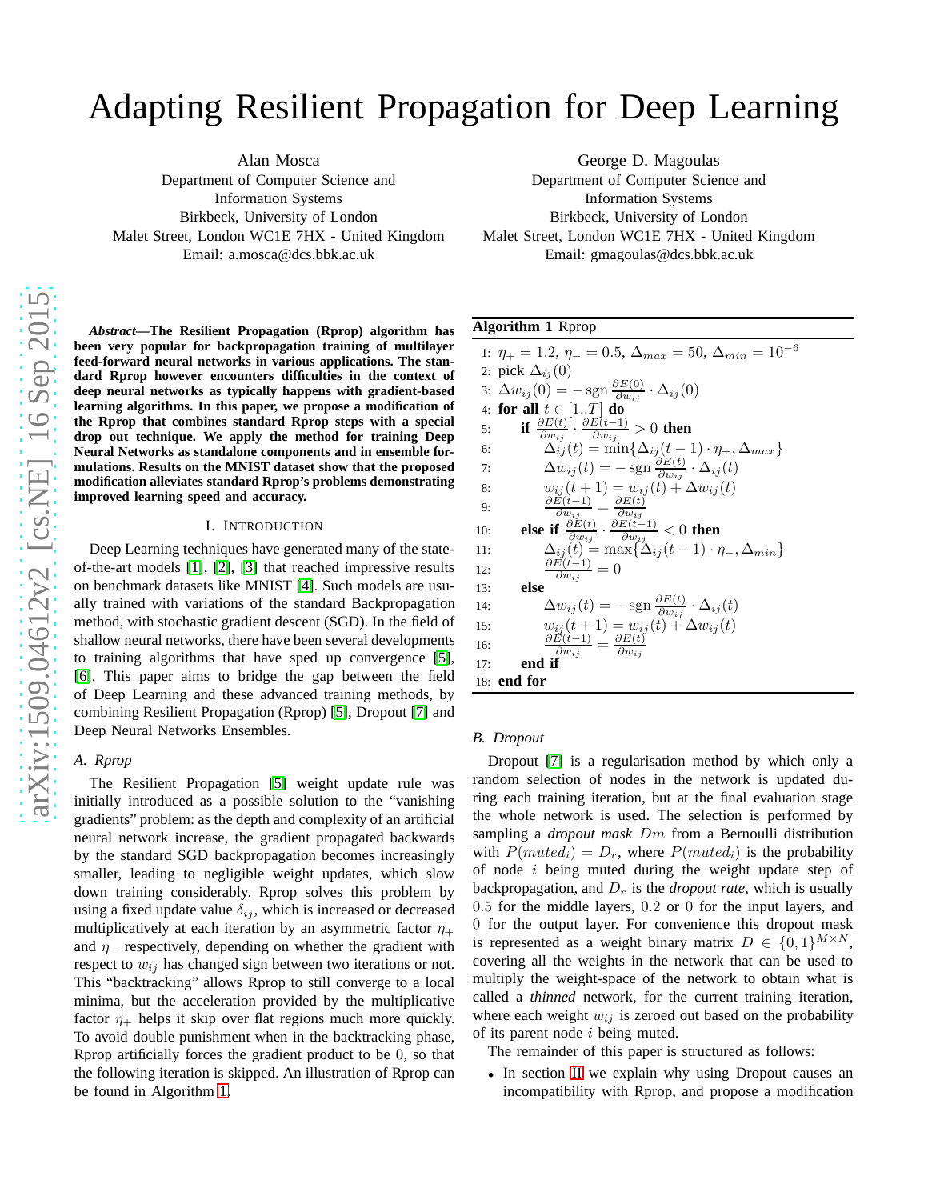# Adapting Resilient Propagation for Deep Learning

Alan Mosca
Department of Computer Science and Information Systems
Birkbeck, University of London
Malet Street, London WC1E 7HX - United Kingdom
Email: a.mosca@dcs.bbk.ac.uk

George D. Magoulas
Department of Computer Science and Information Systems
Birkbeck, University of London
Malet Street, London WC1E 7HX - United Kingdom
Email: gmagoulas@dcs.bbk.ac.uk

***Abstract*—The Resilient Propagation (Rprop) algorithm has been very popular for backpropagation training of multilayer feed-forward neural networks in various applications. The standard Rprop however encounters difficulties in the context of deep neural networks as typically happens with gradient-based learning algorithms. In this paper, we propose a modification of the Rprop that combines standard Rprop steps with a special drop out technique. We apply the method for training Deep Neural Networks as standalone components and in ensemble formulations. Results on the MNIST dataset show that the proposed modification alleviates standard Rprop's problems demonstrating improved learning speed and accuracy.**

## I. Introduction

Deep Learning techniques have generated many of the state-of-the-art models [1], [2], [3] that reached impressive results on benchmark datasets like MNIST [4]. Such models are usually trained with variations of the standard Backpropagation method, with stochastic gradient descent (SGD). In the field of shallow neural networks, there have been several developments to training algorithms that have sped up convergence [5], [6]. This paper aims to bridge the gap between the field of Deep Learning and these advanced training methods, by combining Resilient Propagation (Rprop) [5], Dropout [7] and Deep Neural Networks Ensembles.

### A. Rprop

The Resilient Propagation [5] weight update rule was initially introduced as a possible solution to the "vanishing gradients" problem: as the depth and complexity of an artificial neural network increase, the gradient propagated backwards by the standard SGD backpropagation becomes increasingly smaller, leading to negligible weight updates, which slow down training considerably. Rprop solves this problem by using a fixed update value $\delta_{ij}$, which is increased or decreased multiplicatively at each iteration by an asymmetric factor $\eta_+$ and $\eta_-$ respectively, depending on whether the gradient with respect to $w_{ij}$ has changed sign between two iterations or not. This "backtracking" allows Rprop to still converge to a local minima, but the acceleration provided by the multiplicative factor $\eta_+$ helps it skip over flat regions much more quickly. To avoid double punishment when in the backtracking phase, Rprop artificially forces the gradient product to be 0, so that the following iteration is skipped. An illustration of Rprop can be found in Algorithm 1.

**Algorithm 1** Rprop

```
1:  η+ = 1.2, η− = 0.5, Δmax = 50, Δmin = 10^−6
2:  pick Δij(0)
3:  Δwij(0) = −sgn (∂E(0)/∂wij) · Δij(0)
4:  for all t ∈ [1..T] do
5:      if (∂E(t)/∂wij) · (∂E(t−1)/∂wij) > 0 then
6:          Δij(t) = min{Δij(t − 1) · η+, Δmax}
7:          Δwij(t) = −sgn (∂E(t)/∂wij) · Δij(t)
8:          wij(t + 1) = wij(t) + Δwij(t)
9:          ∂E(t−1)/∂wij = ∂E(t)/∂wij
10:     else if (∂E(t)/∂wij) · (∂E(t−1)/∂wij) < 0 then
11:         Δij(t) = max{Δij(t − 1) · η−, Δmin}
12:         ∂E(t−1)/∂wij = 0
13:     else
14:         Δwij(t) = −sgn (∂E(t)/∂wij) · Δij(t)
15:         wij(t + 1) = wij(t) + Δwij(t)
16:         ∂E(t−1)/∂wij = ∂E(t)/∂wij
17:     end if
18: end for
```

### B. Dropout

Dropout [7] is a regularisation method by which only a random selection of nodes in the network is updated during each training iteration, but at the final evaluation stage the whole network is used. The selection is performed by sampling a *dropout mask* $Dm$ from a Bernoulli distribution with $P(muted_i) = D_r$, where $P(muted_i)$ is the probability of node $i$ being muted during the weight update step of backpropagation, and $D_r$ is the *dropout rate*, which is usually $0.5$ for the middle layers, $0.2$ or $0$ for the input layers, and $0$ for the output layer. For convenience this dropout mask is represented as a weight binary matrix $D \in \{0, 1\}^{M \times N}$, covering all the weights in the network that can be used to multiply the weight-space of the network to obtain what is called a *thinned* network, for the current training iteration, where each weight $w_{ij}$ is zeroed out based on the probability of its parent node $i$ being muted.

The remainder of this paper is structured as follows:

- In section II we explain why using Dropout causes an incompatibility with Rprop, and propose a modification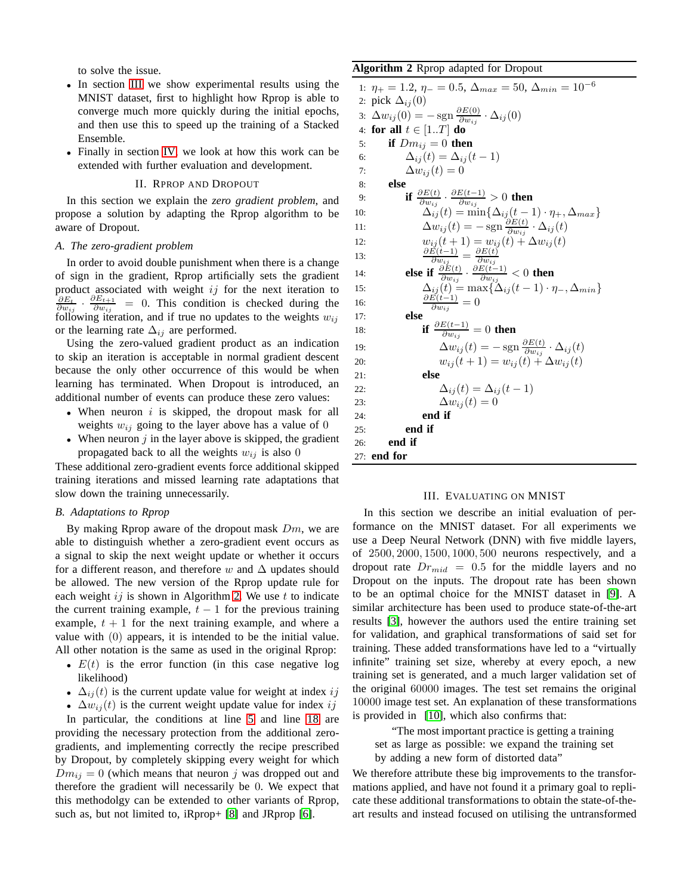to solve the issue.

- In section III we show experimental results using the MNIST dataset, first to highlight how Rprop is able to converge much more quickly during the initial epochs, and then use this to speed up the training of a Stacked Ensemble.
- Finally in section IV, we look at how this work can be extended with further evaluation and development.

## II. Rprop and Dropout

In this section we explain the *zero gradient problem*, and propose a solution by adapting the Rprop algorithm to be aware of Dropout.

### A. The zero-gradient problem

In order to avoid double punishment when there is a change of sign in the gradient, Rprop artificially sets the gradient product associated with weight $ij$ for the next iteration to $\frac{\partial E_t}{\partial w_{ij}} \cdot \frac{\partial E_{t+1}}{\partial w_{ij}} = 0$. This condition is checked during the following iteration, and if true no updates to the weights $w_{ij}$ or the learning rate $\Delta_{ij}$ are performed.

Using the zero-valued gradient product as an indication to skip an iteration is acceptable in normal gradient descent because the only other occurrence of this would be when learning has terminated. When Dropout is introduced, an additional number of events can produce these zero values:

- When neuron $i$ is skipped, the dropout mask for all weights $w_{ij}$ going to the layer above has a value of $0$
- When neuron $j$ in the layer above is skipped, the gradient propagated back to all the weights $w_{ij}$ is also $0$

These additional zero-gradient events force additional skipped training iterations and missed learning rate adaptations that slow down the training unnecessarily.

### B. Adaptations to Rprop

By making Rprop aware of the dropout mask $Dm$, we are able to distinguish whether a zero-gradient event occurs as a signal to skip the next weight update or whether it occurs for a different reason, and therefore $w$ and $\Delta$ updates should be allowed. The new version of the Rprop update rule for each weight $ij$ is shown in Algorithm 2. We use $t$ to indicate the current training example, $t-1$ for the previous training example, $t+1$ for the next training example, and where a value with $(0)$ appears, it is intended to be the initial value. All other notation is the same as used in the original Rprop:

- $E(t)$ is the error function (in this case negative log likelihood)
- $\Delta_{ij}(t)$ is the current update value for weight at index $ij$
- $\Delta w_{ij}(t)$ is the current weight update value for index $ij$

In particular, the conditions at line 5 and line 18 are providing the necessary protection from the additional zero-gradients, and implementing correctly the recipe prescribed by Dropout, by completely skipping every weight for which $Dm_{ij} = 0$ (which means that neuron $j$ was dropped out and therefore the gradient will necessarily be $0$. We expect that this methodolgy can be extended to other variants of Rprop, such as, but not limited to, iRprop+ [8] and JRprop [6].

**Algorithm 2** Rprop adapted for Dropout

1: $\eta_+ = 1.2$, $\eta_- = 0.5$, $\Delta_{max} = 50$, $\Delta_{min} = 10^{-6}$
2: pick $\Delta_{ij}(0)$
3: $\Delta w_{ij}(0) = -\operatorname{sgn}\frac{\partial E(0)}{\partial w_{ij}} \cdot \Delta_{ij}(0)$
4: **for all** $t \in [1..T]$ **do**
5: &nbsp;&nbsp;&nbsp;&nbsp;**if** $Dm_{ij} = 0$ **then**
6: &nbsp;&nbsp;&nbsp;&nbsp;&nbsp;&nbsp;&nbsp;&nbsp;$\Delta_{ij}(t) = \Delta_{ij}(t-1)$
7: &nbsp;&nbsp;&nbsp;&nbsp;&nbsp;&nbsp;&nbsp;&nbsp;$\Delta w_{ij}(t) = 0$
8: &nbsp;&nbsp;&nbsp;&nbsp;**else**
9: &nbsp;&nbsp;&nbsp;&nbsp;&nbsp;&nbsp;&nbsp;&nbsp;**if** $\frac{\partial E(t)}{\partial w_{ij}} \cdot \frac{\partial E(t-1)}{\partial w_{ij}} > 0$ **then**
10: &nbsp;&nbsp;&nbsp;&nbsp;&nbsp;&nbsp;&nbsp;&nbsp;&nbsp;&nbsp;&nbsp;&nbsp;$\Delta_{ij}(t) = \min\{\Delta_{ij}(t-1) \cdot \eta_+, \Delta_{max}\}$
11: &nbsp;&nbsp;&nbsp;&nbsp;&nbsp;&nbsp;&nbsp;&nbsp;&nbsp;&nbsp;&nbsp;&nbsp;$\Delta w_{ij}(t) = -\operatorname{sgn}\frac{\partial E(t)}{\partial w_{ij}} \cdot \Delta_{ij}(t)$
12: &nbsp;&nbsp;&nbsp;&nbsp;&nbsp;&nbsp;&nbsp;&nbsp;&nbsp;&nbsp;&nbsp;&nbsp;$w_{ij}(t+1) = w_{ij}(t) + \Delta w_{ij}(t)$
13: &nbsp;&nbsp;&nbsp;&nbsp;&nbsp;&nbsp;&nbsp;&nbsp;&nbsp;&nbsp;&nbsp;&nbsp;$\frac{\partial E(t-1)}{\partial w_{ij}} = \frac{\partial E(t)}{\partial w_{ij}}$
14: &nbsp;&nbsp;&nbsp;&nbsp;&nbsp;&nbsp;&nbsp;&nbsp;**else if** $\frac{\partial E(t)}{\partial w_{ij}} \cdot \frac{\partial E(t-1)}{\partial w_{ij}} < 0$ **then**
15: &nbsp;&nbsp;&nbsp;&nbsp;&nbsp;&nbsp;&nbsp;&nbsp;&nbsp;&nbsp;&nbsp;&nbsp;$\Delta_{ij}(t) = \max\{\Delta_{ij}(t-1) \cdot \eta_-, \Delta_{min}\}$
16: &nbsp;&nbsp;&nbsp;&nbsp;&nbsp;&nbsp;&nbsp;&nbsp;&nbsp;&nbsp;&nbsp;&nbsp;$\frac{\partial E(t-1)}{\partial w_{ij}} = 0$
17: &nbsp;&nbsp;&nbsp;&nbsp;&nbsp;&nbsp;&nbsp;&nbsp;**else**
18: &nbsp;&nbsp;&nbsp;&nbsp;&nbsp;&nbsp;&nbsp;&nbsp;&nbsp;&nbsp;&nbsp;&nbsp;**if** $\frac{\partial E(t-1)}{\partial w_{ij}} = 0$ **then**
19: &nbsp;&nbsp;&nbsp;&nbsp;&nbsp;&nbsp;&nbsp;&nbsp;&nbsp;&nbsp;&nbsp;&nbsp;&nbsp;&nbsp;&nbsp;&nbsp;$\Delta w_{ij}(t) = -\operatorname{sgn}\frac{\partial E(t)}{\partial w_{ij}} \cdot \Delta_{ij}(t)$
20: &nbsp;&nbsp;&nbsp;&nbsp;&nbsp;&nbsp;&nbsp;&nbsp;&nbsp;&nbsp;&nbsp;&nbsp;&nbsp;&nbsp;&nbsp;&nbsp;$w_{ij}(t+1) = w_{ij}(t) + \Delta w_{ij}(t)$
21: &nbsp;&nbsp;&nbsp;&nbsp;&nbsp;&nbsp;&nbsp;&nbsp;&nbsp;&nbsp;&nbsp;&nbsp;**else**
22: &nbsp;&nbsp;&nbsp;&nbsp;&nbsp;&nbsp;&nbsp;&nbsp;&nbsp;&nbsp;&nbsp;&nbsp;&nbsp;&nbsp;&nbsp;&nbsp;$\Delta_{ij}(t) = \Delta_{ij}(t-1)$
23: &nbsp;&nbsp;&nbsp;&nbsp;&nbsp;&nbsp;&nbsp;&nbsp;&nbsp;&nbsp;&nbsp;&nbsp;&nbsp;&nbsp;&nbsp;&nbsp;$\Delta w_{ij}(t) = 0$
24: &nbsp;&nbsp;&nbsp;&nbsp;&nbsp;&nbsp;&nbsp;&nbsp;&nbsp;&nbsp;&nbsp;&nbsp;**end if**
25: &nbsp;&nbsp;&nbsp;&nbsp;&nbsp;&nbsp;&nbsp;&nbsp;**end if**
26: &nbsp;&nbsp;&nbsp;&nbsp;**end if**
27: **end for**

## III. Evaluating on MNIST

In this section we describe an initial evaluation of performance on the MNIST dataset. For all experiments we use a Deep Neural Network (DNN) with five middle layers, of $2500, 2000, 1500, 1000, 500$ neurons respectively, and a dropout rate $Dr_{mid} = 0.5$ for the middle layers and no Dropout on the inputs. The dropout rate has been shown to be an optimal choice for the MNIST dataset in [9]. A similar architecture has been used to produce state-of-the-art results [3], however the authors used the entire training set for validation, and graphical transformations of said set for training. These added transformations have led to a "virtually infinite" training set size, whereby at every epoch, a new training set is generated, and a much larger validation set of the original $60000$ images. The test set remains the original $10000$ image test set. An explanation of these transformations is provided in [10], which also confirms that:

> "The most important practice is getting a training set as large as possible: we expand the training set by adding a new form of distorted data"

We therefore attribute these big improvements to the transformations applied, and have not found it a primary goal to replicate these additional transformations to obtain the state-of-the-art results and instead focused on utilising the untransformed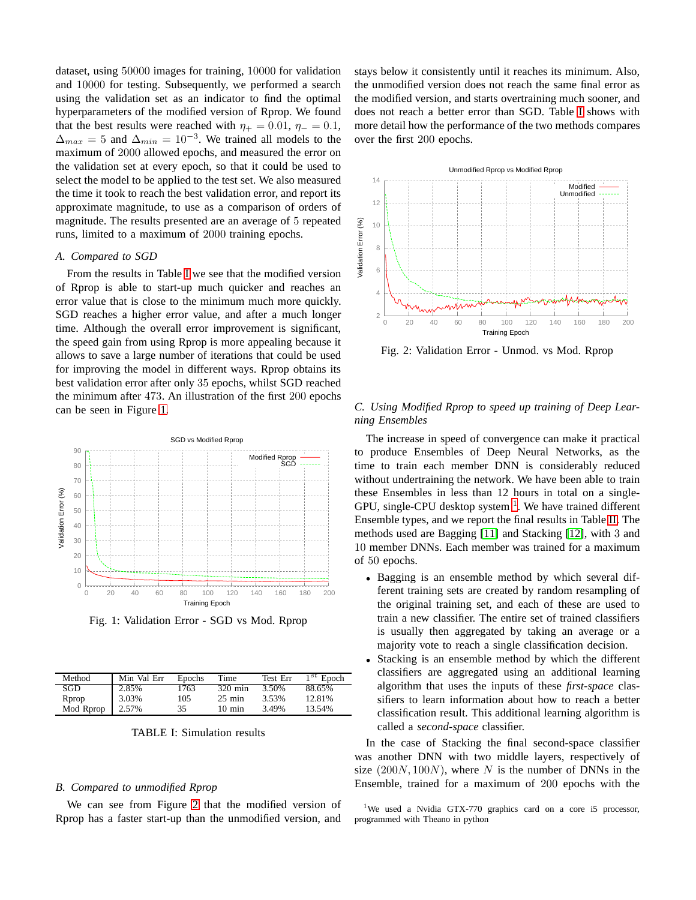dataset, using 50000 images for training, 10000 for validation and 10000 for testing. Subsequently, we performed a search using the validation set as an indicator to find the optimal hyperparameters of the modified version of Rprop. We found that the best results were reached with $\eta_+ = 0.01$, $\eta_- = 0.1$, $\Delta_{max} = 5$ and $\Delta_{min} = 10^{-3}$. We trained all models to the maximum of 2000 allowed epochs, and measured the error on the validation set at every epoch, so that it could be used to select the model to be applied to the test set. We also measured the time it took to reach the best validation error, and report its approximate magnitude, to use as a comparison of orders of magnitude. The results presented are an average of 5 repeated runs, limited to a maximum of 2000 training epochs.

### A. Compared to SGD

From the results in Table I we see that the modified version of Rprop is able to start-up much quicker and reaches an error value that is close to the minimum much more quickly. SGD reaches a higher error value, and after a much longer time. Although the overall error improvement is significant, the speed gain from using Rprop is more appealing because it allows to save a large number of iterations that could be used for improving the model in different ways. Rprop obtains its best validation error after only 35 epochs, whilst SGD reached the minimum after 473. An illustration of the first 200 epochs can be seen in Figure 1.

Fig. 1: Validation Error - SGD vs Mod. Rprop

| Method | Min Val Err | Epochs | Time | Test Err | $1^{st}$ Epoch |
|---|---|---|---|---|---|
| SGD | 2.85% | 1763 | 320 min | 3.50% | 88.65% |
| Rprop | 3.03% | 105 | 25 min | 3.53% | 12.81% |
| Mod Rprop | 2.57% | 35 | 10 min | 3.49% | 13.54% |

TABLE I: Simulation results

### B. Compared to unmodified Rprop

We can see from Figure 2 that the modified version of Rprop has a faster start-up than the unmodified version, and stays below it consistently until it reaches its minimum. Also, the unmodified version does not reach the same final error as the modified version, and starts overtraining much sooner, and does not reach a better error than SGD. Table I shows with more detail how the performance of the two methods compares over the first 200 epochs.

Fig. 2: Validation Error - Unmod. vs Mod. Rprop

### C. Using Modified Rprop to speed up training of Deep Learning Ensembles

The increase in speed of convergence can make it practical to produce Ensembles of Deep Neural Networks, as the time to train each member DNN is considerably reduced without undertraining the network. We have been able to train these Ensembles in less than 12 hours in total on a single-GPU, single-CPU desktop system [1]. We have trained different Ensemble types, and we report the final results in Table II. The methods used are Bagging [11] and Stacking [12], with 3 and 10 member DNNs. Each member was trained for a maximum of 50 epochs.

- Bagging is an ensemble method by which several different training sets are created by random resampling of the original training set, and each of these are used to train a new classifier. The entire set of trained classifiers is usually then aggregated by taking an average or a majority vote to reach a single classification decision.
- Stacking is an ensemble method by which the different classifiers are aggregated using an additional learning algorithm that uses the inputs of these *first-space* classifiers to learn information about how to reach a better classification result. This additional learning algorithm is called a *second-space* classifier.

In the case of Stacking the final second-space classifier was another DNN with two middle layers, respectively of size $(200N, 100N)$, where $N$ is the number of DNNs in the Ensemble, trained for a maximum of 200 epochs with the

[1]We used a Nvidia GTX-770 graphics card on a core i5 processor, programmed with Theano in python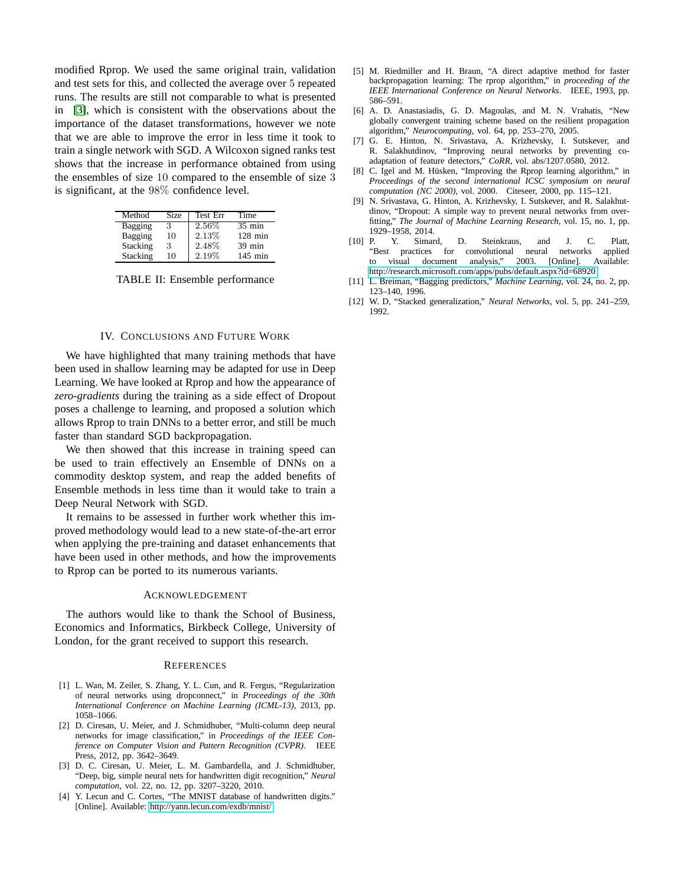modified Rprop. We used the same original train, validation and test sets for this, and collected the average over 5 repeated runs. The results are still not comparable to what is presented in [3], which is consistent with the observations about the importance of the dataset transformations, however we note that we are able to improve the error in less time it took to train a single network with SGD. A Wilcoxon signed ranks test shows that the increase in performance obtained from using the ensembles of size 10 compared to the ensemble of size 3 is significant, at the 98% confidence level.

| Method | Size | Test Err | Time |
|---|---|---|---|
| Bagging | 3 | 2.56% | 35 min |
| Bagging | 10 | 2.13% | 128 min |
| Stacking | 3 | 2.48% | 39 min |
| Stacking | 10 | 2.19% | 145 min |

TABLE II: Ensemble performance

## IV. Conclusions and Future Work

We have highlighted that many training methods that have been used in shallow learning may be adapted for use in Deep Learning. We have looked at Rprop and how the appearance of *zero-gradients* during the training as a side effect of Dropout poses a challenge to learning, and proposed a solution which allows Rprop to train DNNs to a better error, and still be much faster than standard SGD backpropagation.

We then showed that this increase in training speed can be used to train effectively an Ensemble of DNNs on a commodity desktop system, and reap the added benefits of Ensemble methods in less time than it would take to train a Deep Neural Network with SGD.

It remains to be assessed in further work whether this improved methodology would lead to a new state-of-the-art error when applying the pre-training and dataset enhancements that have been used in other methods, and how the improvements to Rprop can be ported to its numerous variants.

## Acknowledgement

The authors would like to thank the School of Business, Economics and Informatics, Birkbeck College, University of London, for the grant received to support this research.

## References

[1] L. Wan, M. Zeiler, S. Zhang, Y. L. Cun, and R. Fergus, "Regularization of neural networks using dropconnect," in *Proceedings of the 30th International Conference on Machine Learning (ICML-13)*, 2013, pp. 1058–1066.

[2] D. Ciresan, U. Meier, and J. Schmidhuber, "Multi-column deep neural networks for image classification," in *Proceedings of the IEEE Conference on Computer Vision and Pattern Recognition (CVPR)*. IEEE Press, 2012, pp. 3642–3649.

[3] D. C. Ciresan, U. Meier, L. M. Gambardella, and J. Schmidhuber, "Deep, big, simple neural nets for handwritten digit recognition," *Neural computation*, vol. 22, no. 12, pp. 3207–3220, 2010.

[4] Y. Lecun and C. Cortes, "The MNIST database of handwritten digits." [Online]. Available: http://yann.lecun.com/exdb/mnist/

[5] M. Riedmiller and H. Braun, "A direct adaptive method for faster backpropagation learning: The rprop algorithm," in *proceeding of the IEEE International Conference on Neural Networks*. IEEE, 1993, pp. 586–591.

[6] A. D. Anastasiadis, G. D. Magoulas, and M. N. Vrahatis, "New globally convergent training scheme based on the resilient propagation algorithm," *Neurocomputing*, vol. 64, pp. 253–270, 2005.

[7] G. E. Hinton, N. Srivastava, A. Krizhevsky, I. Sutskever, and R. Salakhutdinov, "Improving neural networks by preventing co-adaptation of feature detectors," *CoRR*, vol. abs/1207.0580, 2012.

[8] C. Igel and M. Hüsken, "Improving the Rprop learning algorithm," in *Proceedings of the second international ICSC symposium on neural computation (NC 2000)*, vol. 2000. Citeseer, 2000, pp. 115–121.

[9] N. Srivastava, G. Hinton, A. Krizhevsky, I. Sutskever, and R. Salakhutdinov, "Dropout: A simple way to prevent neural networks from overfitting," *The Journal of Machine Learning Research*, vol. 15, no. 1, pp. 1929–1958, 2014.

[10] P. Y. Simard, D. Steinkraus, and J. C. Platt, "Best practices for convolutional neural networks applied to visual document analysis," 2003. [Online]. Available: http://research.microsoft.com/apps/pubs/default.aspx?id=68920

[11] L. Breiman, "Bagging predictors," *Machine Learning*, vol. 24, no. 2, pp. 123–140, 1996.

[12] W. D, "Stacked generalization," *Neural Networks*, vol. 5, pp. 241–259, 1992.